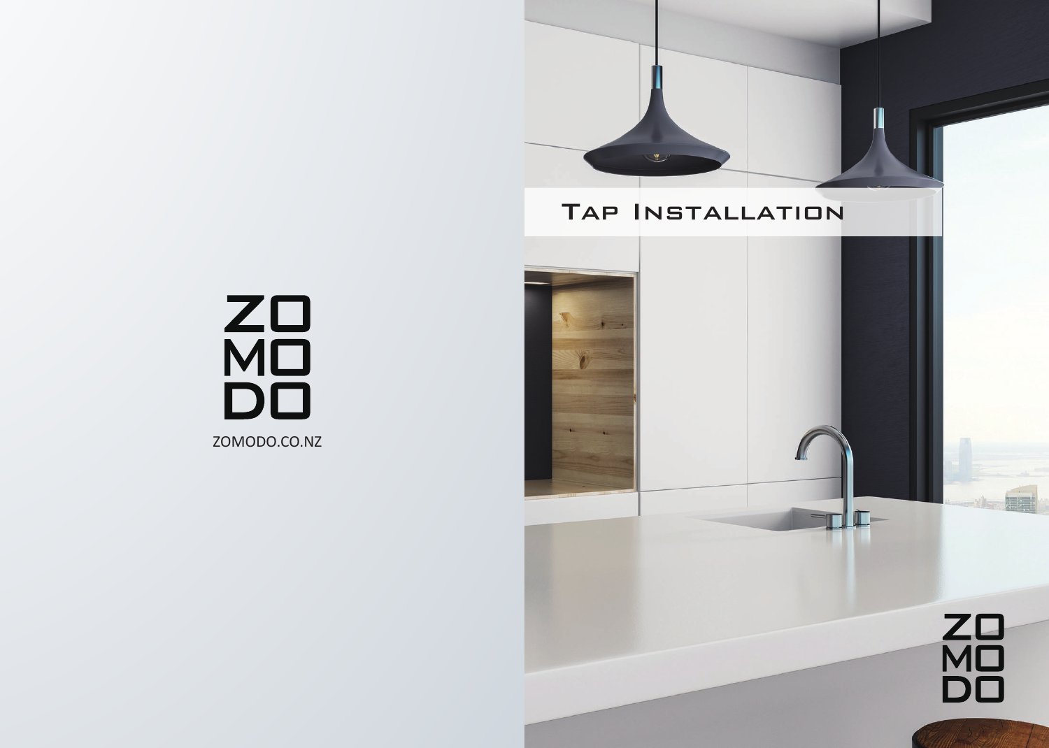ZO
MO
DO

ZOMODO.CO.NZ

# TAP INSTALLATION

ZO
MO
DO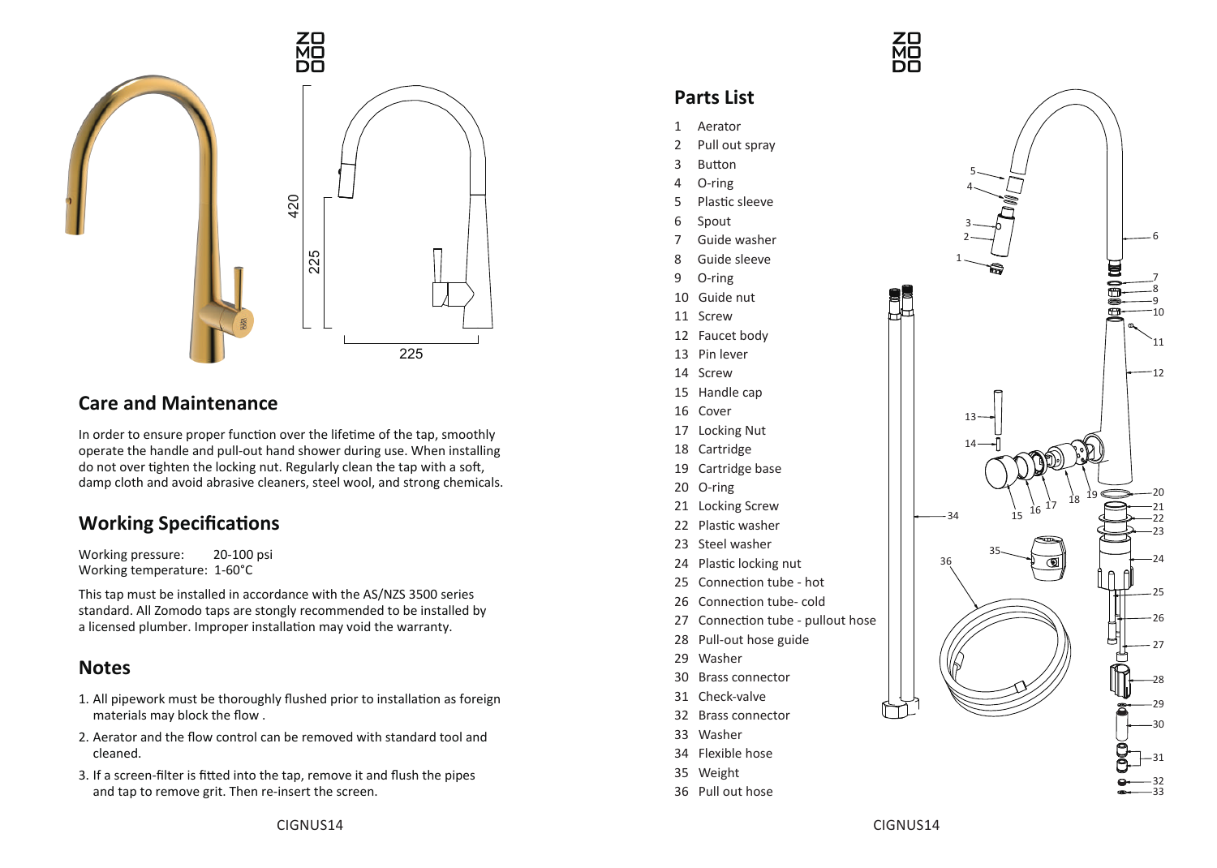## Care and Maintenance

In order to ensure proper function over the lifetime of the tap, smoothly operate the handle and pull-out hand shower during use. When installing do not over tighten the locking nut. Regularly clean the tap with a soft, damp cloth and avoid abrasive cleaners, steel wool, and strong chemicals.

## Working Specifications

Working pressure: 20-100 psi
Working temperature: 1-60°C

This tap must be installed in accordance with the AS/NZS 3500 series standard. All Zomodo taps are stongly recommended to be installed by a licensed plumber. Improper installation may void the warranty.

## Notes

1. All pipework must be thoroughly flushed prior to installation as foreign materials may block the flow .
2. Aerator and the flow control can be removed with standard tool and cleaned.
3. If a screen-filter is fitted into the tap, remove it and flush the pipes and tap to remove grit. Then re-insert the screen.

## Parts List

1 Aerator
2 Pull out spray
3 Button
4 O-ring
5 Plastic sleeve
6 Spout
7 Guide washer
8 Guide sleeve
9 O-ring
10 Guide nut
11 Screw
12 Faucet body
13 Pin lever
14 Screw
15 Handle cap
16 Cover
17 Locking Nut
18 Cartridge
19 Cartridge base
20 O-ring
21 Locking Screw
22 Plastic washer
23 Steel washer
24 Plastic locking nut
25 Connection tube - hot
26 Connection tube- cold
27 Connection tube - pullout hose
28 Pull-out hose guide
29 Washer
30 Brass connector
31 Check-valve
32 Brass connector
33 Washer
34 Flexible hose
35 Weight
36 Pull out hose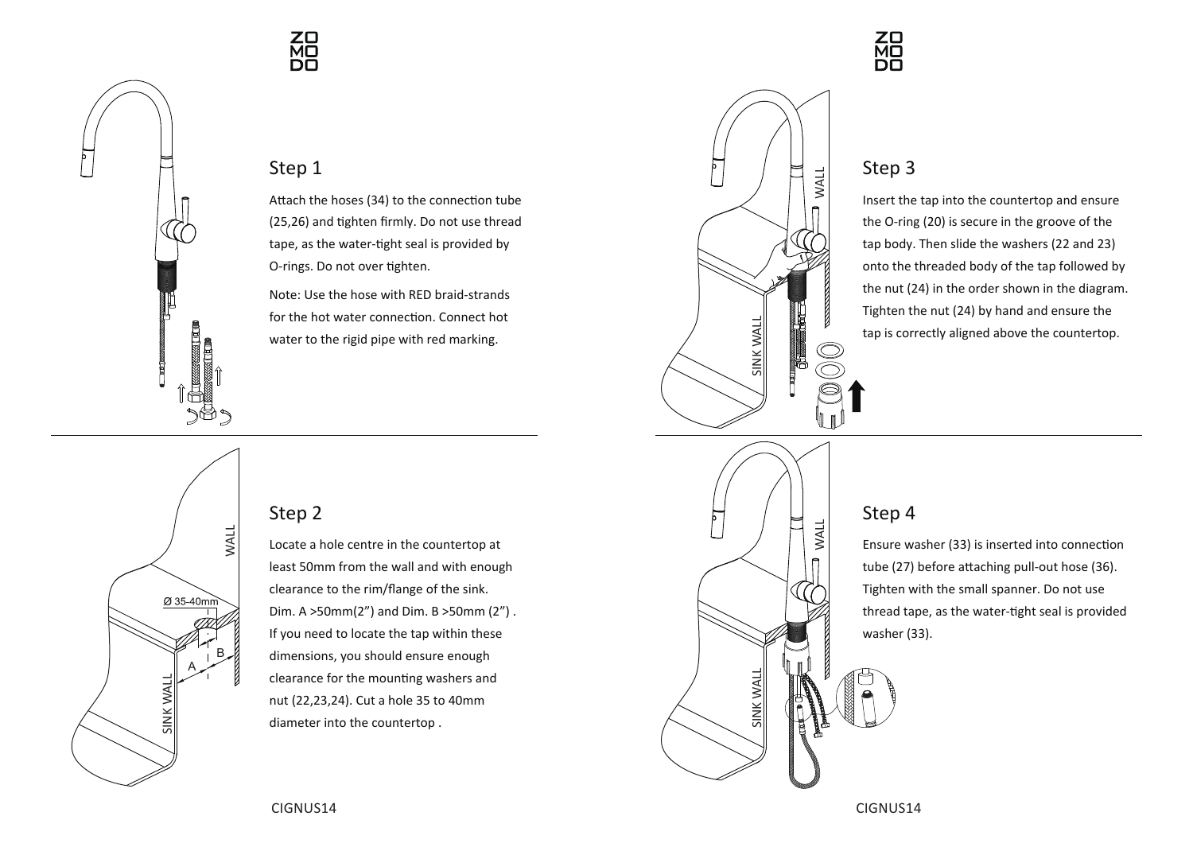## Step 1

Attach the hoses (34) to the connection tube (25,26) and tighten firmly. Do not use thread tape, as the water-tight seal is provided by O-rings. Do not over tighten.

Note: Use the hose with RED braid-strands for the hot water connection. Connect hot water to the rigid pipe with red marking.

## Step 2

Locate a hole centre in the countertop at least 50mm from the wall and with enough clearance to the rim/flange of the sink. Dim. A >50mm(2") and Dim. B >50mm (2") . If you need to locate the tap within these dimensions, you should ensure enough clearance for the mounting washers and nut (22,23,24). Cut a hole 35 to 40mm diameter into the countertop .

## Step 3

Insert the tap into the countertop and ensure the O-ring (20) is secure in the groove of the tap body. Then slide the washers (22 and 23) onto the threaded body of the tap followed by the nut (24) in the order shown in the diagram. Tighten the nut (24) by hand and ensure the tap is correctly aligned above the countertop.

## Step 4

Ensure washer (33) is inserted into connection tube (27) before attaching pull-out hose (36). Tighten with the small spanner. Do not use thread tape, as the water-tight seal is provided washer (33).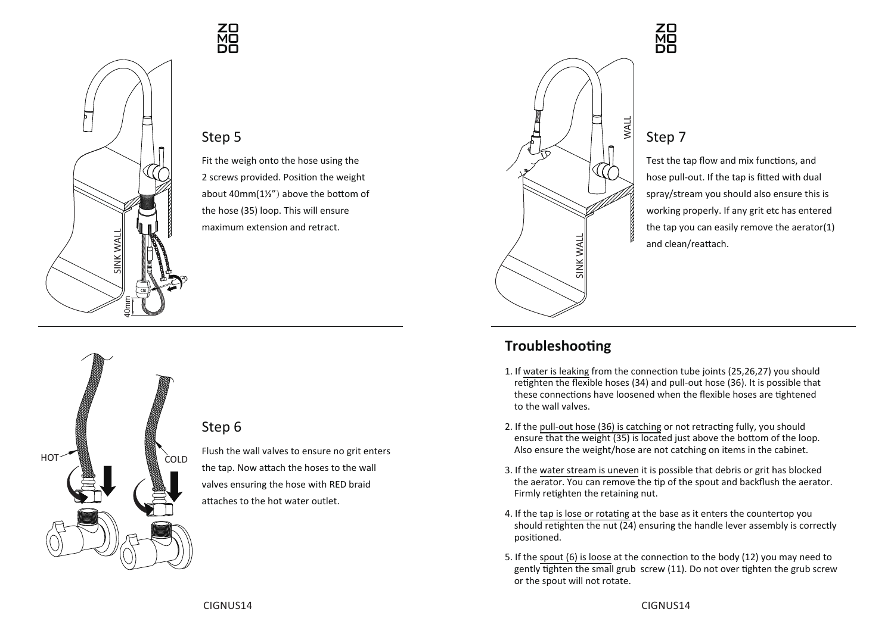## Step 5

Fit the weigh onto the hose using the 2 screws provided. Position the weight about 40mm(1½") above the bottom of the hose (35) loop. This will ensure maximum extension and retract.

SINK WALL

40mm

## Step 6

HOT

COLD

Flush the wall valves to ensure no grit enters the tap. Now attach the hoses to the wall valves ensuring the hose with RED braid attaches to the hot water outlet.

## Step 7

WALL

SINK WALL

Test the tap flow and mix functions, and hose pull-out. If the tap is fitted with dual spray/stream you should also ensure this is working properly. If any grit etc has entered the tap you can easily remove the aerator(1) and clean/reattach.

## Troubleshooting

1. If water is leaking from the connection tube joints (25,26,27) you should retighten the flexible hoses (34) and pull-out hose (36). It is possible that these connections have loosened when the flexible hoses are tightened to the wall valves.
2. If the pull-out hose (36) is catching or not retracting fully, you should ensure that the weight (35) is located just above the bottom of the loop. Also ensure the weight/hose are not catching on items in the cabinet.
3. If the water stream is uneven it is possible that debris or grit has blocked the aerator. You can remove the tip of the spout and backflush the aerator. Firmly retighten the retaining nut.
4. If the tap is lose or rotating at the base as it enters the countertop you should retighten the nut (24) ensuring the handle lever assembly is correctly positioned.
5. If the spout (6) is loose at the connection to the body (12) you may need to gently tighten the small grub screw (11). Do not over tighten the grub screw or the spout will not rotate.